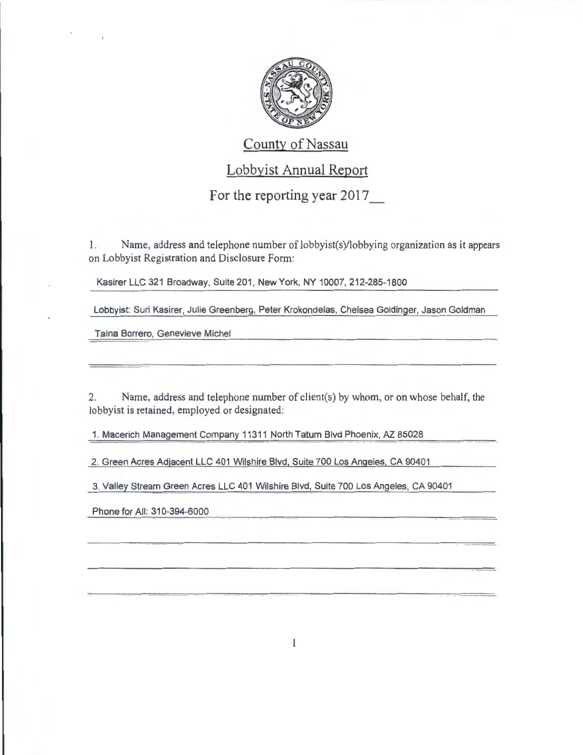# County of Nassau

## Lobbyist Annual Report

## For the reporting year 2017__

1. Name, address and telephone number of lobbyist(s)/lobbying organization as it appears on Lobbyist Registration and Disclosure Form:

Kasirer LLC 321 Broadway, Suite 201, New York, NY 10007, 212-285-1800

Lobbyist: Suri Kasirer, Julie Greenberg, Peter Krokondelas, Chelsea Goldinger, Jason Goldman

Taina Borrero, Genevieve Michel

2. Name, address and telephone number of client(s) by whom, or on whose behalf, the lobbyist is retained, employed or designated:

1. Macerich Management Company 11311 North Tatum Blvd Phoenix, AZ 85028

2. Green Acres Adjacent LLC 401 Wilshire Blvd, Suite 700 Los Angeles, CA 90401

3. Valley Stream Green Acres LLC 401 Wilshire Blvd, Suite 700 Los Angeles, CA 90401

Phone for All: 310-394-6000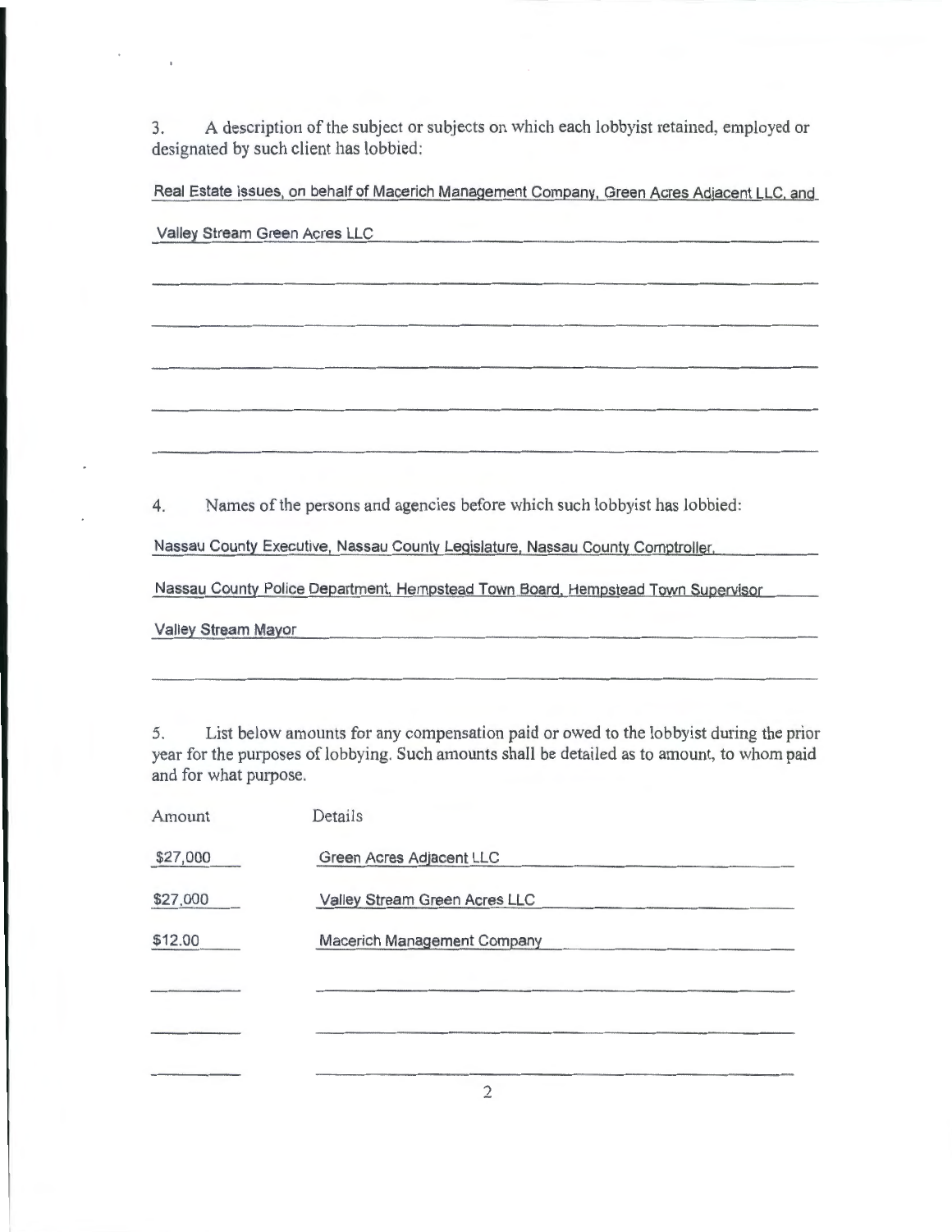3. A description of the subject or subjects on which each lobbyist retained, employed or designated by such client has lobbied:

Real Estate issues, on behalf of Macerich Management Company, Green Acres Adjacent LLC, and Valley Stream Green Acres LLC

4. Names of the persons and agencies before which such lobbyist has lobbied:

Nassau County Executive, Nassau County Legislature, Nassau County Comptroller, Nassau County Police Department, Hempstead Town Board, Hempstead Town Supervisor Valley Stream Mayor

5. List below amounts for any compensation paid or owed to the lobbyist during the prior year for the purposes of lobbying. Such amounts shall be detailed as to amount, to whom paid and for what purpose.

| Amount | Details |
| --- | --- |
| $27,000 | Green Acres Adjacent LLC |
| $27,000 | Valley Stream Green Acres LLC |
| $12.00 | Macerich Management Company |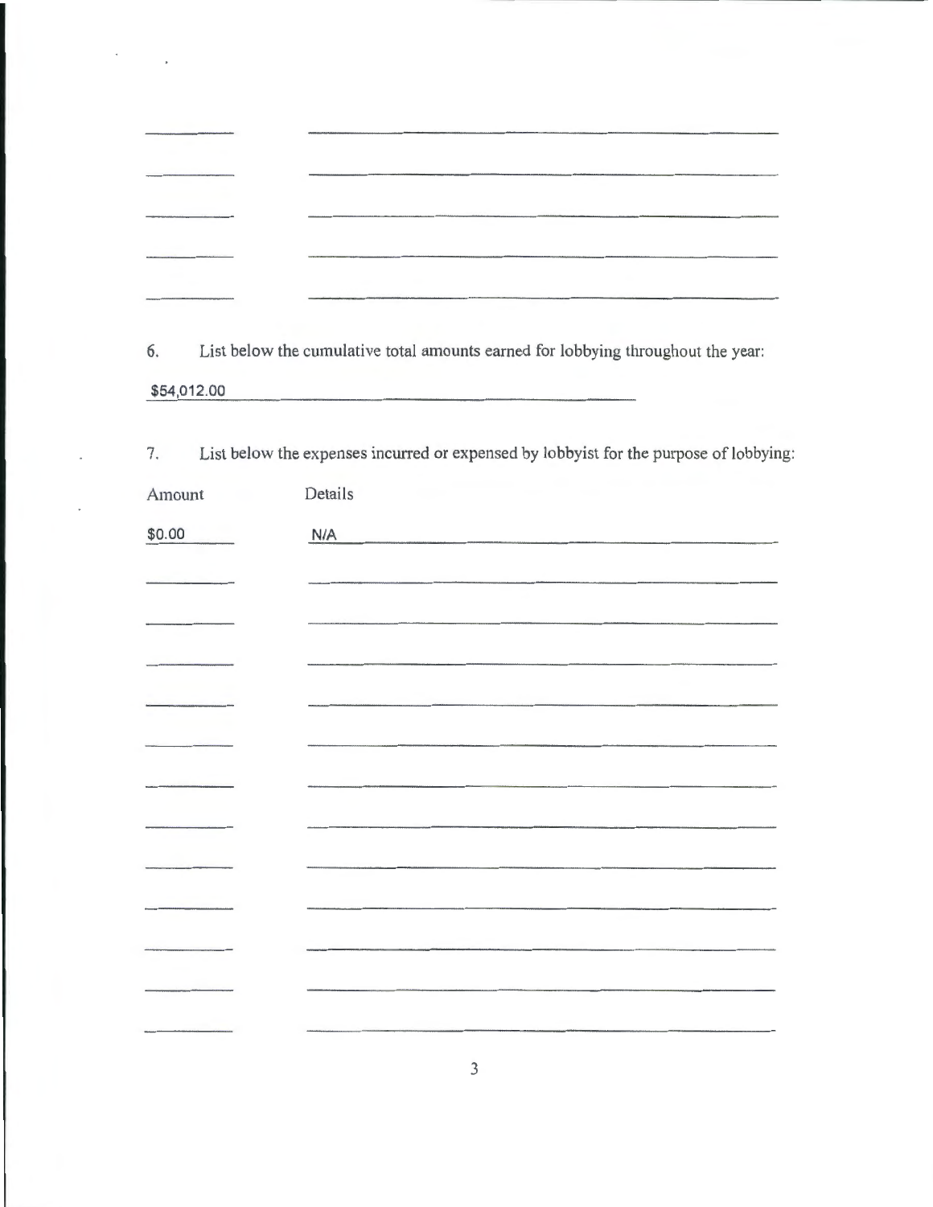6. List below the cumulative total amounts earned for lobbying throughout the year:

$54,012.00

7. List below the expenses incurred or expensed by lobbyist for the purpose of lobbying:

| Amount | Details |
| --- | --- |
| $0.00 | N/A |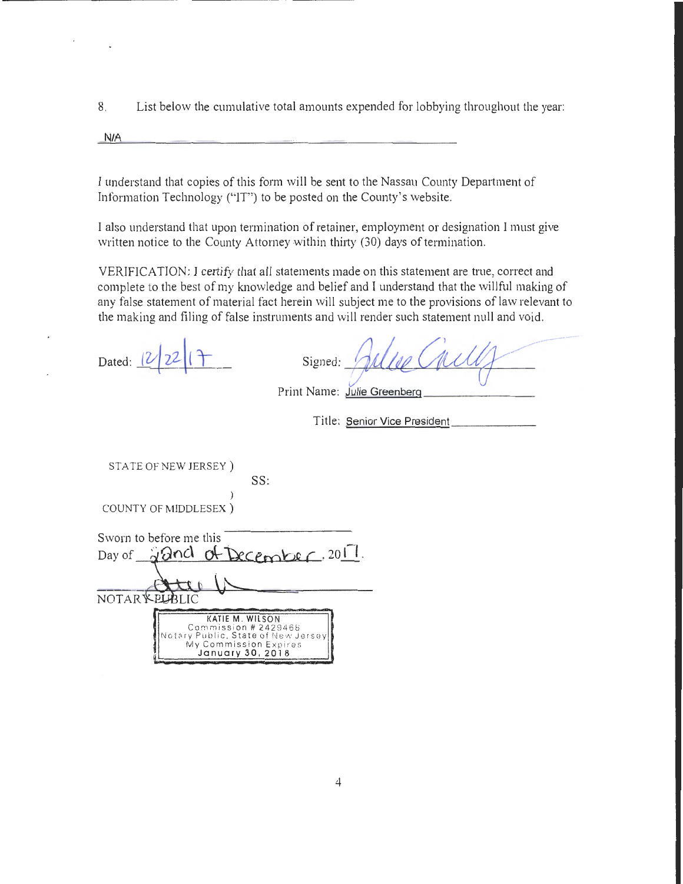8. List below the cumulative total amounts expended for lobbying throughout the year:

N/A

I understand that copies of this form will be sent to the Nassau County Department of Information Technology ("IT") to be posted on the County's website.

I also understand that upon termination of retainer, employment or designation I must give written notice to the County Attorney within thirty (30) days of termination.

VERIFICATION: I certify that all statements made on this statement are true, correct and complete to the best of my knowledge and belief and I understand that the willful making of any false statement of material fact herein will subject me to the provisions of law relevant to the making and filing of false instruments and will render such statement null and void.

Dated: 12/22/17

Signed: Julie Greenberg

Print Name: Julie Greenberg

Title: Senior Vice President

STATE OF NEW JERSEY )
SS:
)
COUNTY OF MIDDLESEX )

Sworn to before me this
Day of 22nd of December, 2017.

NOTARY PUBLIC

KATIE M. WILSON
Commission # 2429466
Notary Public, State of New Jersey
My Commission Expires
January 30, 2018